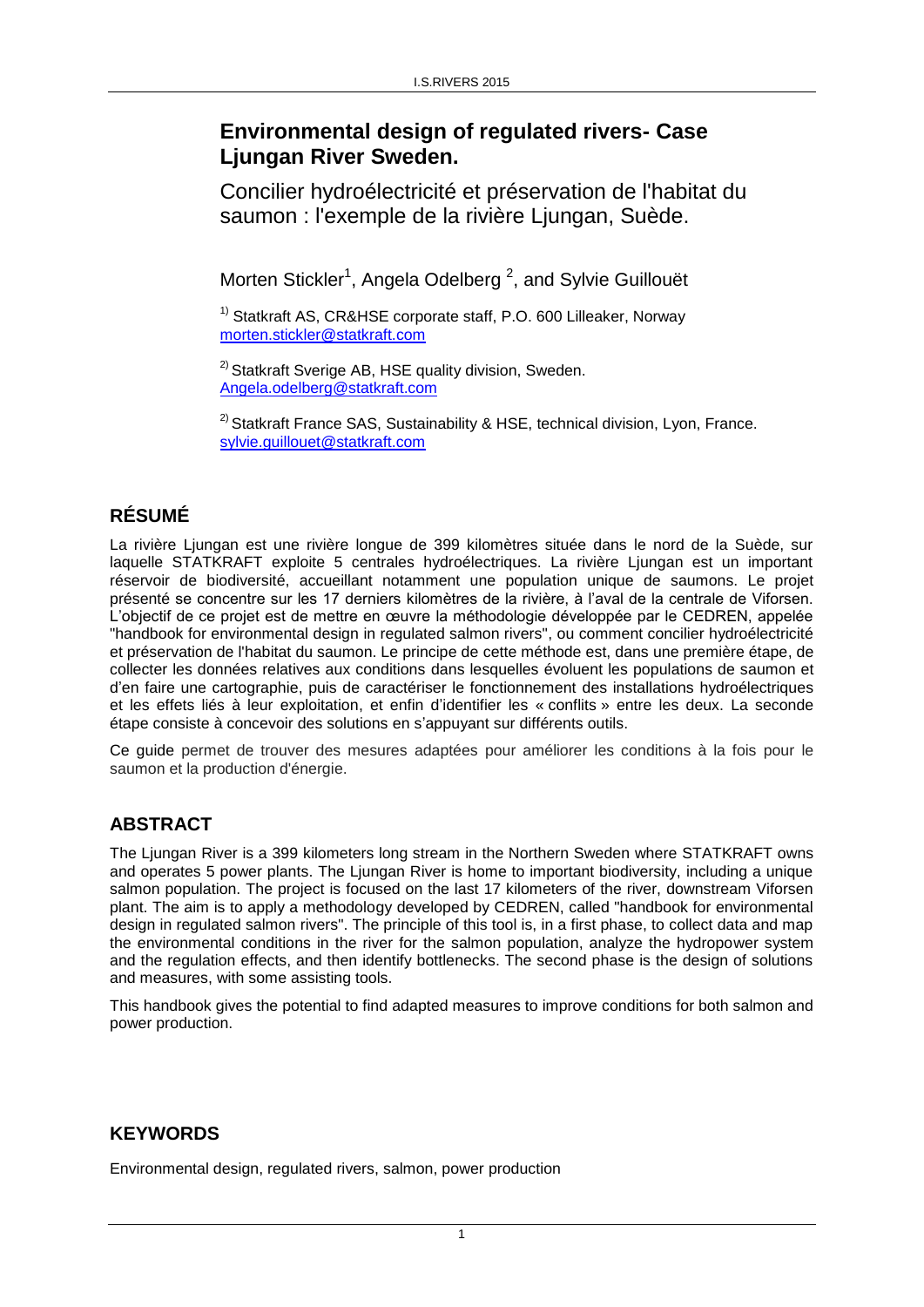# Environmental design of regulated rivers- Case Ljungan River Sweden.

Concilier hydroélectricité et préservation de l'habitat du saumon : l'exemple de la rivière Ljungan, Suède.

Morten Stickler[1], Angela Odelberg [2], and Sylvie Guillouët

[1)] Statkraft AS, CR&HSE corporate staff, P.O. 600 Lilleaker, Norway
morten.stickler@statkraft.com

[2)] Statkraft Sverige AB, HSE quality division, Sweden.
Angela.odelberg@statkraft.com

[2)] Statkraft France SAS, Sustainability & HSE, technical division, Lyon, France.
sylvie.guillouet@statkraft.com

## RÉSUMÉ

La rivière Ljungan est une rivière longue de 399 kilomètres située dans le nord de la Suède, sur laquelle STATKRAFT exploite 5 centrales hydroélectriques. La rivière Ljungan est un important réservoir de biodiversité, accueillant notamment une population unique de saumons. Le projet présenté se concentre sur les 17 derniers kilomètres de la rivière, à l'aval de la centrale de Viforsen. L'objectif de ce projet est de mettre en œuvre la méthodologie développée par le CEDREN, appelée "handbook for environmental design in regulated salmon rivers", ou comment concilier hydroélectricité et préservation de l'habitat du saumon. Le principe de cette méthode est, dans une première étape, de collecter les données relatives aux conditions dans lesquelles évoluent les populations de saumon et d'en faire une cartographie, puis de caractériser le fonctionnement des installations hydroélectriques et les effets liés à leur exploitation, et enfin d'identifier les « conflits » entre les deux. La seconde étape consiste à concevoir des solutions en s'appuyant sur différents outils.

Ce guide permet de trouver des mesures adaptées pour améliorer les conditions à la fois pour le saumon et la production d'énergie.

## ABSTRACT

The Ljungan River is a 399 kilometers long stream in the Northern Sweden where STATKRAFT owns and operates 5 power plants. The Ljungan River is home to important biodiversity, including a unique salmon population. The project is focused on the last 17 kilometers of the river, downstream Viforsen plant. The aim is to apply a methodology developed by CEDREN, called "handbook for environmental design in regulated salmon rivers". The principle of this tool is, in a first phase, to collect data and map the environmental conditions in the river for the salmon population, analyze the hydropower system and the regulation effects, and then identify bottlenecks. The second phase is the design of solutions and measures, with some assisting tools.

This handbook gives the potential to find adapted measures to improve conditions for both salmon and power production.

## KEYWORDS

Environmental design, regulated rivers, salmon, power production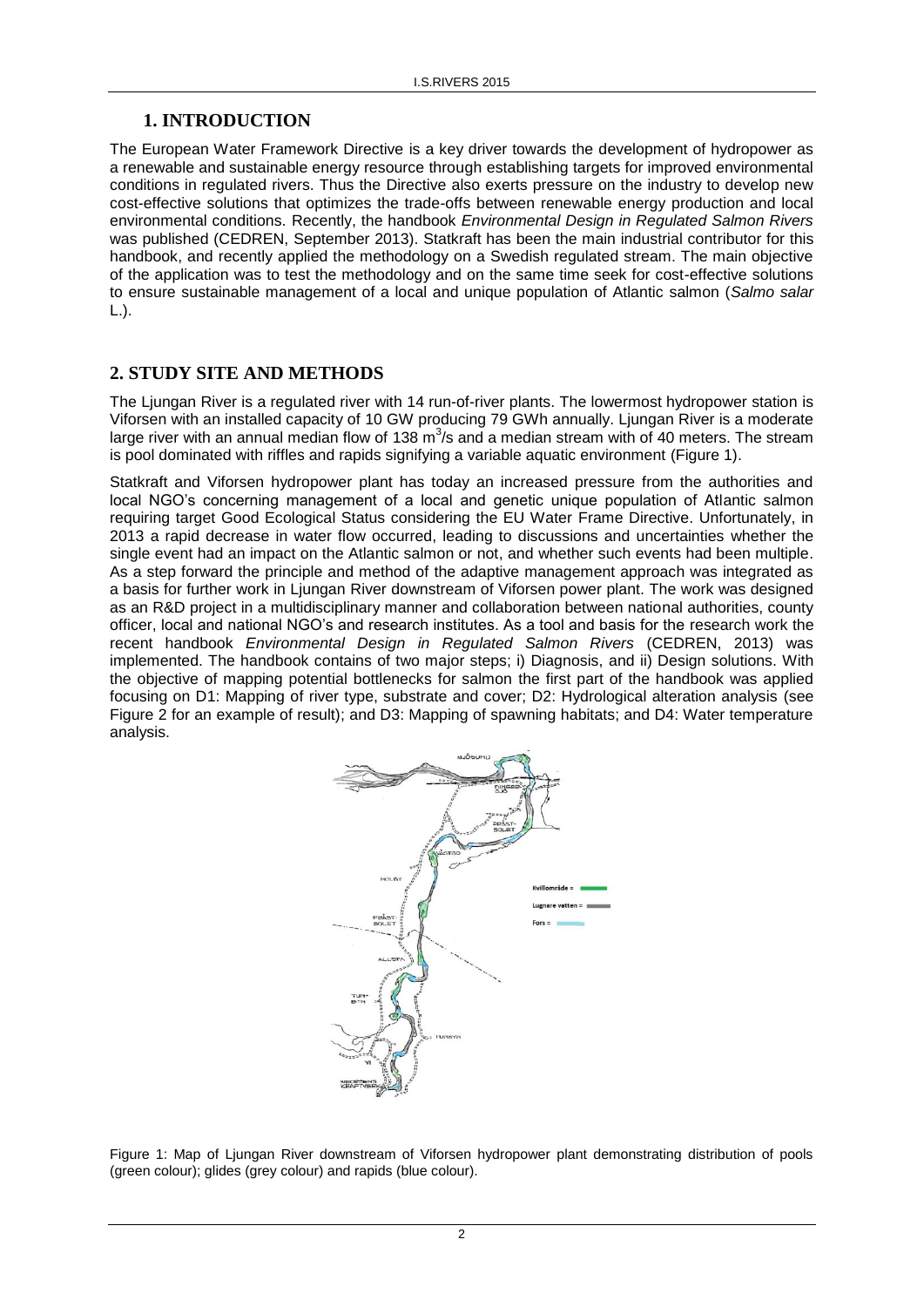## 1. INTRODUCTION

The European Water Framework Directive is a key driver towards the development of hydropower as a renewable and sustainable energy resource through establishing targets for improved environmental conditions in regulated rivers. Thus the Directive also exerts pressure on the industry to develop new cost-effective solutions that optimizes the trade-offs between renewable energy production and local environmental conditions. Recently, the handbook *Environmental Design in Regulated Salmon Rivers* was published (CEDREN, September 2013). Statkraft has been the main industrial contributor for this handbook, and recently applied the methodology on a Swedish regulated stream. The main objective of the application was to test the methodology and on the same time seek for cost-effective solutions to ensure sustainable management of a local and unique population of Atlantic salmon (*Salmo salar* L.).

## 2. STUDY SITE AND METHODS

The Ljungan River is a regulated river with 14 run-of-river plants. The lowermost hydropower station is Viforsen with an installed capacity of 10 GW producing 79 GWh annually. Ljungan River is a moderate large river with an annual median flow of 138 $m^3/s$ and a median stream with of 40 meters. The stream is pool dominated with riffles and rapids signifying a variable aquatic environment (Figure 1).

Statkraft and Viforsen hydropower plant has today an increased pressure from the authorities and local NGO's concerning management of a local and genetic unique population of Atlantic salmon requiring target Good Ecological Status considering the EU Water Frame Directive. Unfortunately, in 2013 a rapid decrease in water flow occurred, leading to discussions and uncertainties whether the single event had an impact on the Atlantic salmon or not, and whether such events had been multiple. As a step forward the principle and method of the adaptive management approach was integrated as a basis for further work in Ljungan River downstream of Viforsen power plant. The work was designed as an R&D project in a multidisciplinary manner and collaboration between national authorities, county officer, local and national NGO's and research institutes. As a tool and basis for the research work the recent handbook *Environmental Design in Regulated Salmon Rivers* (CEDREN, 2013) was implemented. The handbook contains of two major steps; i) Diagnosis, and ii) Design solutions. With the objective of mapping potential bottlenecks for salmon the first part of the handbook was applied focusing on D1: Mapping of river type, substrate and cover; D2: Hydrological alteration analysis (see Figure 2 for an example of result); and D3: Mapping of spawning habitats; and D4: Water temperature analysis.

Figure 1: Map of Ljungan River downstream of Viforsen hydropower plant demonstrating distribution of pools (green colour); glides (grey colour) and rapids (blue colour).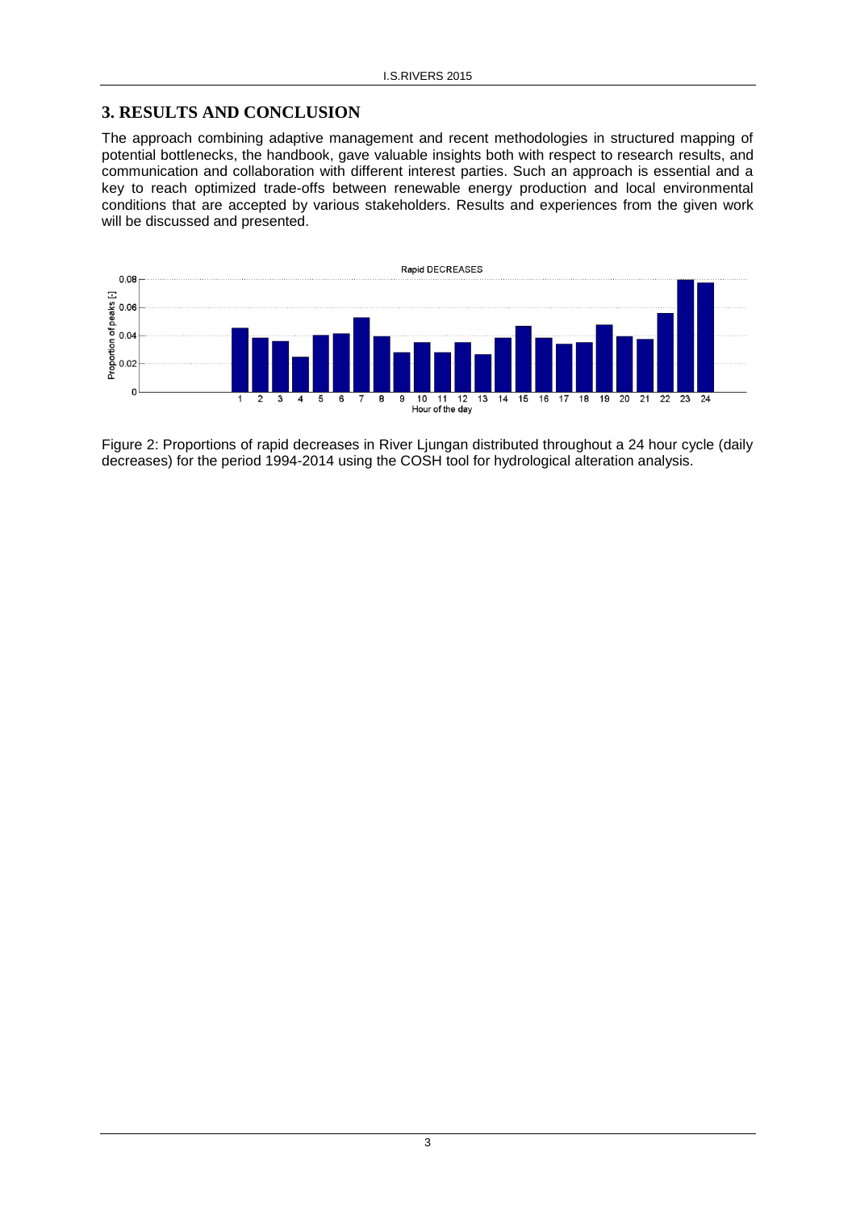## 3. RESULTS AND CONCLUSION

The approach combining adaptive management and recent methodologies in structured mapping of potential bottlenecks, the handbook, gave valuable insights both with respect to research results, and communication and collaboration with different interest parties. Such an approach is essential and a key to reach optimized trade-offs between renewable energy production and local environmental conditions that are accepted by various stakeholders. Results and experiences from the given work will be discussed and presented.

Rapid DECREASES

Proportion of peaks [-]

0.08
0.06
0.04
0.02
0

1 2 3 4 5 6 7 8 9 10 11 12 13 14 15 16 17 18 19 20 21 22 23 24

Hour of the day

Figure 2: Proportions of rapid decreases in River Ljungan distributed throughout a 24 hour cycle (daily decreases) for the period 1994-2014 using the COSH tool for hydrological alteration analysis.